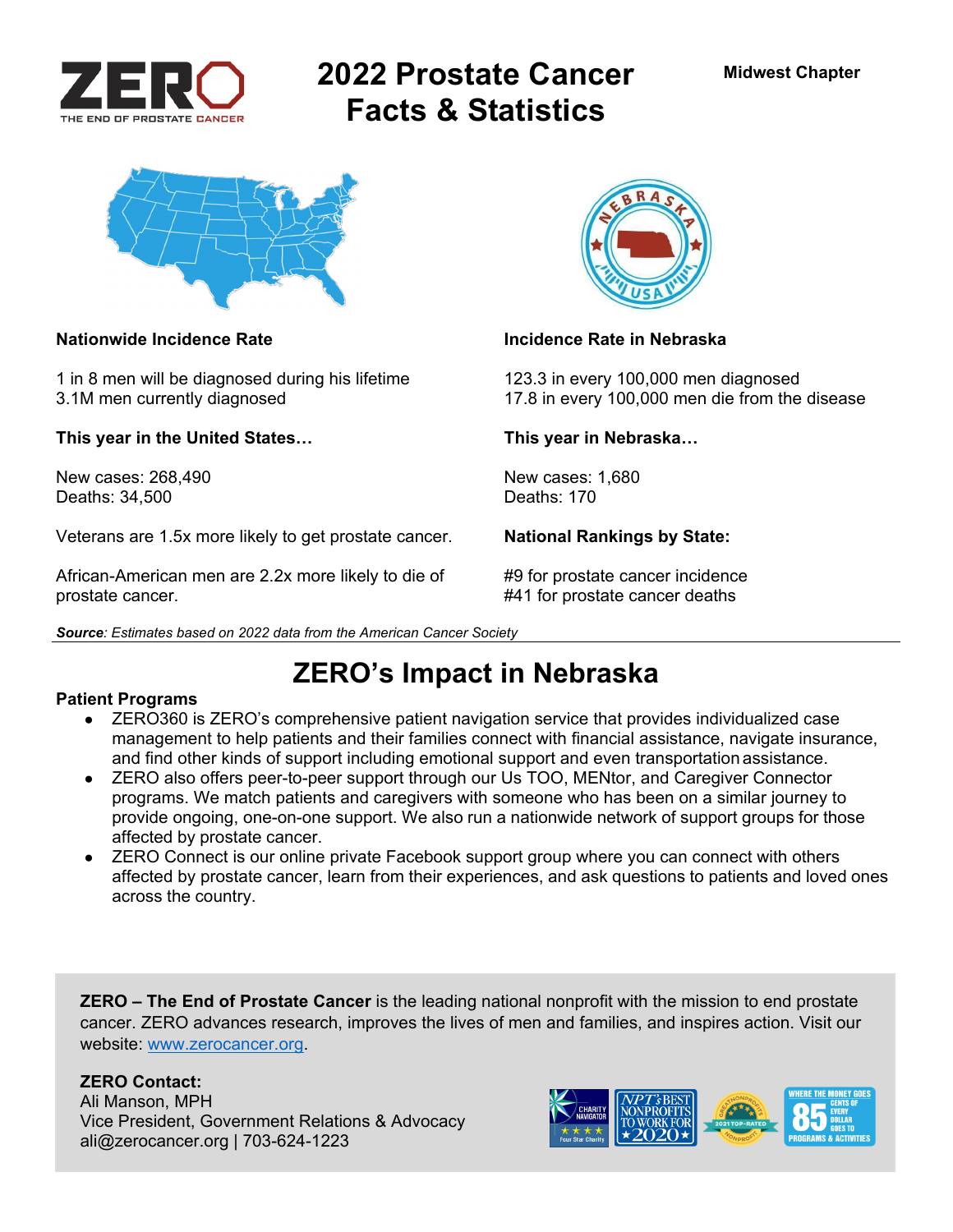ZERO
THE END OF PROSTATE CANCER

# 2022 Prostate Cancer Facts & Statistics

Midwest Chapter

**Nationwide Incidence Rate**

1 in 8 men will be diagnosed during his lifetime
3.1M men currently diagnosed

**This year in the United States…**

New cases: 268,490
Deaths: 34,500

Veterans are 1.5x more likely to get prostate cancer.

African-American men are 2.2x more likely to die of prostate cancer.

**Incidence Rate in Nebraska**

123.3 in every 100,000 men diagnosed
17.8 in every 100,000 men die from the disease

**This year in Nebraska…**

New cases: 1,680
Deaths: 170

**National Rankings by State:**

#9 for prostate cancer incidence
#41 for prostate cancer deaths

***Source**: Estimates based on 2022 data from the American Cancer Society*

## ZERO's Impact in Nebraska

**Patient Programs**

- ZERO360 is ZERO's comprehensive patient navigation service that provides individualized case management to help patients and their families connect with financial assistance, navigate insurance, and find other kinds of support including emotional support and even transportation assistance.
- ZERO also offers peer-to-peer support through our Us TOO, MENtor, and Caregiver Connector programs. We match patients and caregivers with someone who has been on a similar journey to provide ongoing, one-on-one support. We also run a nationwide network of support groups for those affected by prostate cancer.
- ZERO Connect is our online private Facebook support group where you can connect with others affected by prostate cancer, learn from their experiences, and ask questions to patients and loved ones across the country.

**ZERO – The End of Prostate Cancer** is the leading national nonprofit with the mission to end prostate cancer. ZERO advances research, improves the lives of men and families, and inspires action. Visit our website: www.zerocancer.org.

**ZERO Contact:**
Ali Manson, MPH
Vice President, Government Relations & Advocacy
ali@zerocancer.org | 703-624-1223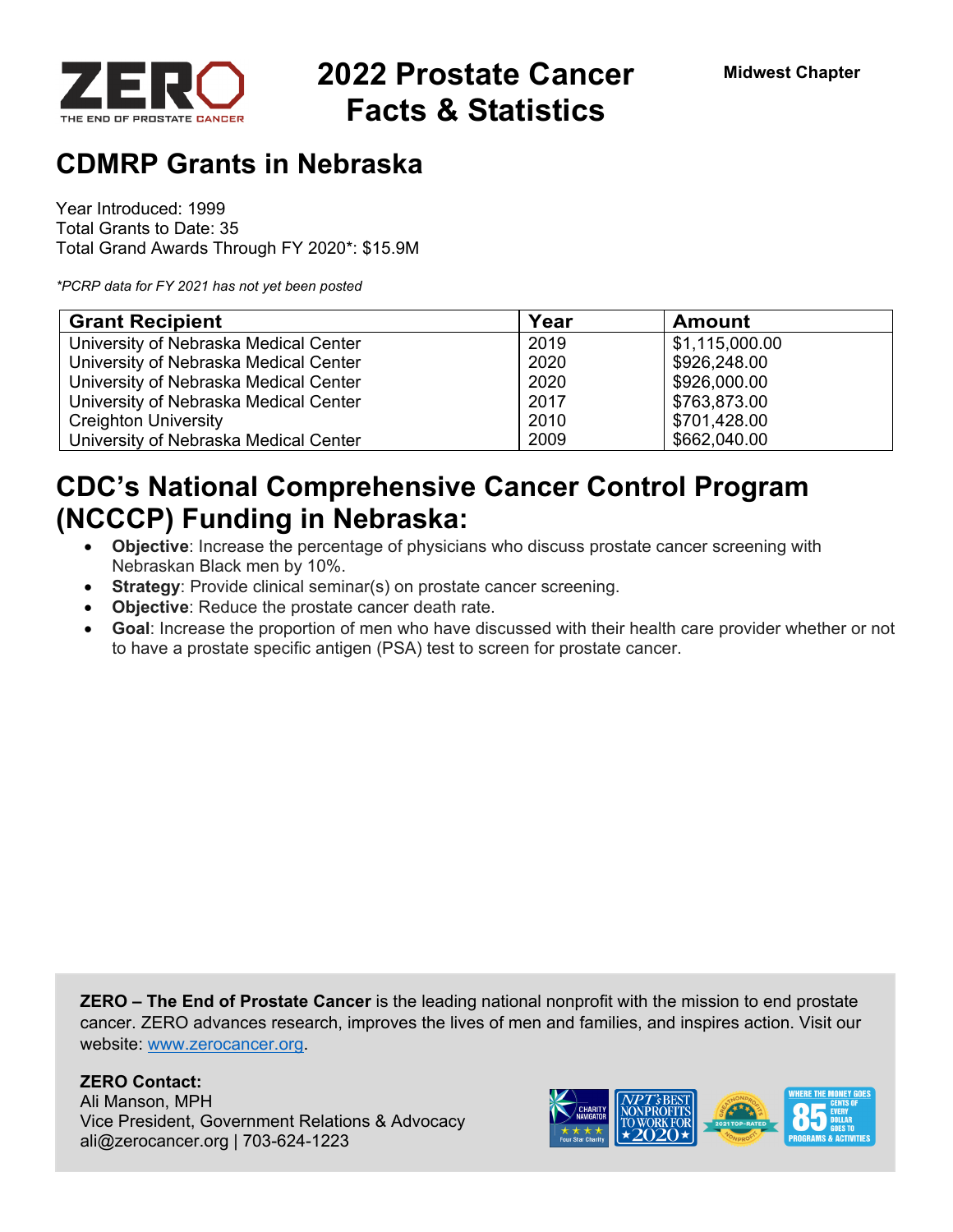# 2022 Prostate Cancer Facts & Statistics

Midwest Chapter

## CDMRP Grants in Nebraska

Year Introduced: 1999
Total Grants to Date: 35
Total Grand Awards Through FY 2020*: $15.9M

*\*PCRP data for FY 2021 has not yet been posted*

| Grant Recipient | Year | Amount |
|---|---|---|
| University of Nebraska Medical Center | 2019 | $1,115,000.00 |
| University of Nebraska Medical Center | 2020 | $926,248.00 |
| University of Nebraska Medical Center | 2020 | $926,000.00 |
| University of Nebraska Medical Center | 2017 | $763,873.00 |
| Creighton University | 2010 | $701,428.00 |
| University of Nebraska Medical Center | 2009 | $662,040.00 |

## CDC's National Comprehensive Cancer Control Program (NCCCP) Funding in Nebraska:

- **Objective**: Increase the percentage of physicians who discuss prostate cancer screening with Nebraskan Black men by 10%.
- **Strategy**: Provide clinical seminar(s) on prostate cancer screening.
- **Objective**: Reduce the prostate cancer death rate.
- **Goal**: Increase the proportion of men who have discussed with their health care provider whether or not to have a prostate specific antigen (PSA) test to screen for prostate cancer.

**ZERO – The End of Prostate Cancer** is the leading national nonprofit with the mission to end prostate cancer. ZERO advances research, improves the lives of men and families, and inspires action. Visit our website: [www.zerocancer.org](http://www.zerocancer.org).

**ZERO Contact:**
Ali Manson, MPH
Vice President, Government Relations & Advocacy
ali@zerocancer.org | 703-624-1223